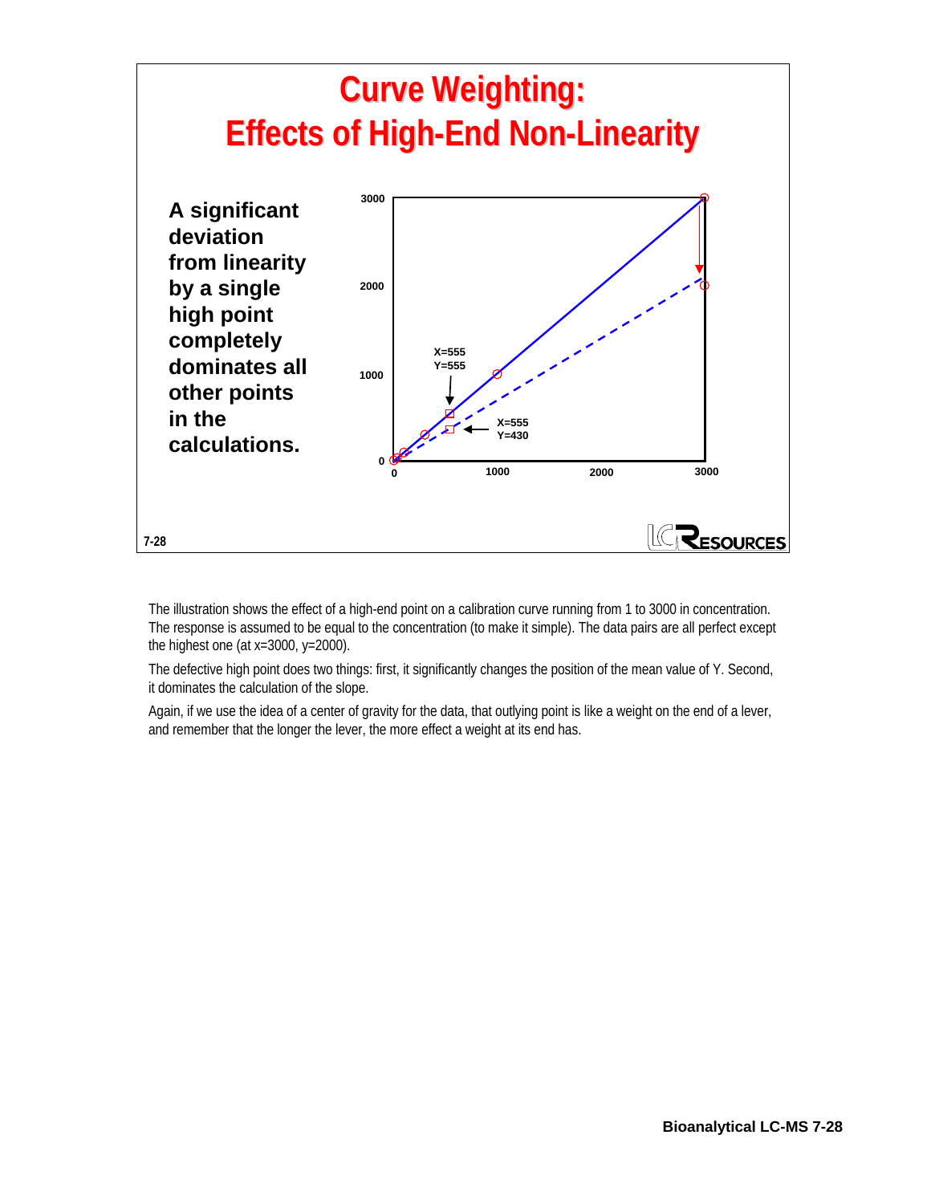# Curve Weighting: Effects of High-End Non-Linearity

**A significant deviation from linearity by a single high point completely dominates all other points in the calculations.**

X=555
Y=555

X=555
Y=430

7-28

The illustration shows the effect of a high-end point on a calibration curve running from 1 to 3000 in concentration. The response is assumed to be equal to the concentration (to make it simple). The data pairs are all perfect except the highest one (at x=3000, y=2000).

The defective high point does two things: first, it significantly changes the position of the mean value of Y. Second, it dominates the calculation of the slope.

Again, if we use the idea of a center of gravity for the data, that outlying point is like a weight on the end of a lever, and remember that the longer the lever, the more effect a weight at its end has.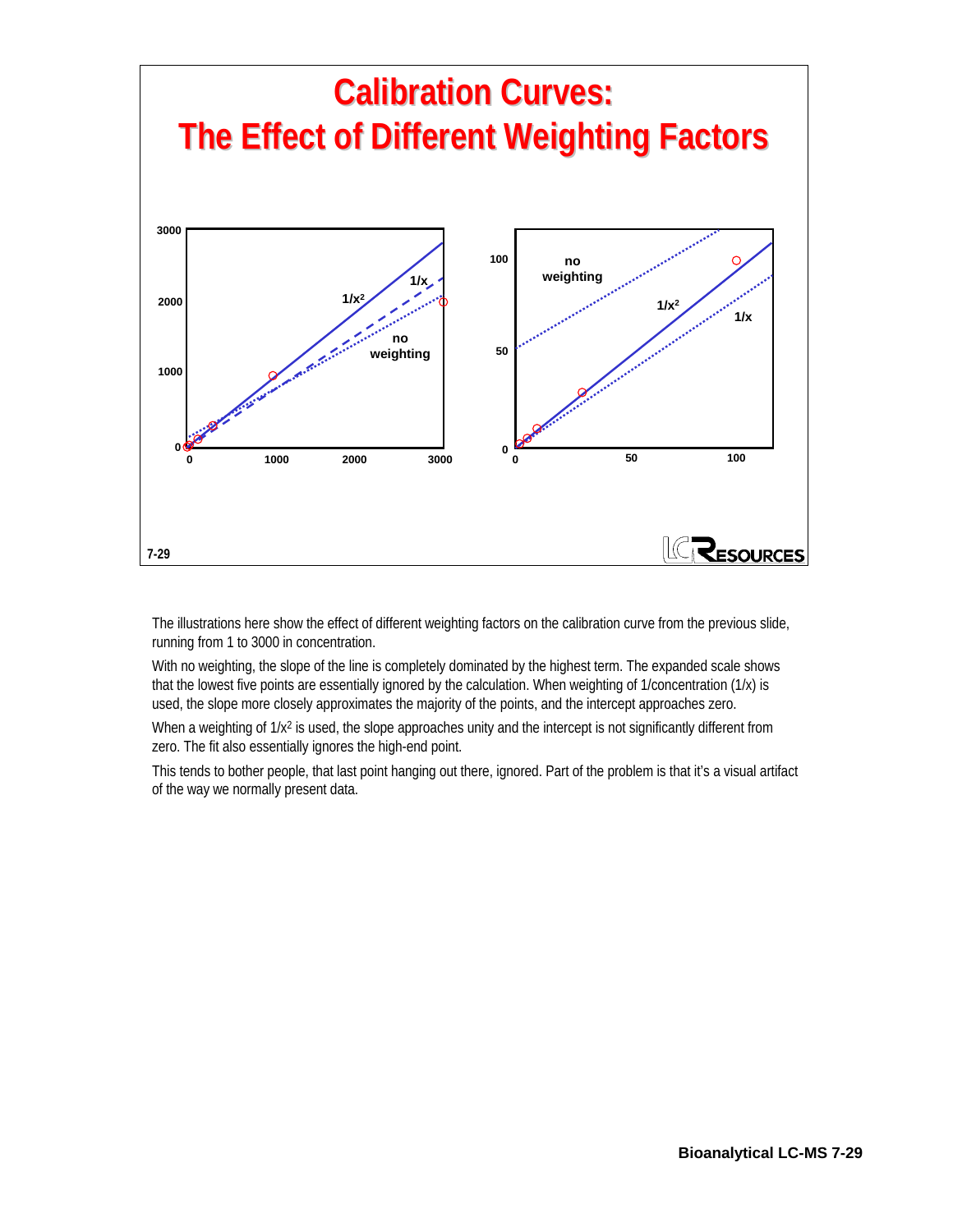# Calibration Curves: The Effect of Different Weighting Factors

The illustrations here show the effect of different weighting factors on the calibration curve from the previous slide, running from 1 to 3000 in concentration.

With no weighting, the slope of the line is completely dominated by the highest term. The expanded scale shows that the lowest five points are essentially ignored by the calculation. When weighting of 1/concentration (1/x) is used, the slope more closely approximates the majority of the points, and the intercept approaches zero.

When a weighting of $1/x^2$ is used, the slope approaches unity and the intercept is not significantly different from zero. The fit also essentially ignores the high-end point.

This tends to bother people, that last point hanging out there, ignored. Part of the problem is that it's a visual artifact of the way we normally present data.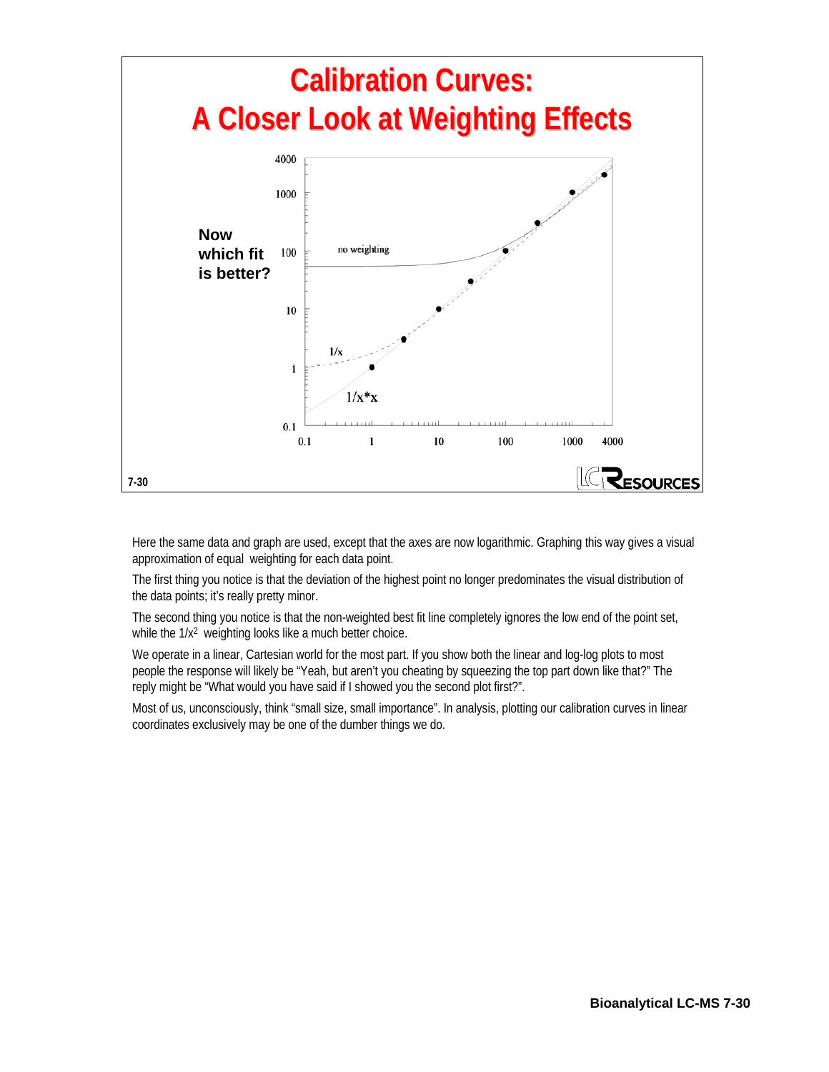# Calibration Curves: A Closer Look at Weighting Effects

**Now which fit is better?**

4000
1000
100
10
1
0.1

no weighting

1/x

1/x*x

0.1
1
10
100
1000
4000

7-30

Here the same data and graph are used, except that the axes are now logarithmic. Graphing this way gives a visual approximation of equal weighting for each data point.

The first thing you notice is that the deviation of the highest point no longer predominates the visual distribution of the data points; it's really pretty minor.

The second thing you notice is that the non-weighted best fit line completely ignores the low end of the point set, while the $1/x^2$ weighting looks like a much better choice.

We operate in a linear, Cartesian world for the most part. If you show both the linear and log-log plots to most people the response will likely be "Yeah, but aren't you cheating by squeezing the top part down like that?" The reply might be "What would you have said if I showed you the second plot first?".

Most of us, unconsciously, think "small size, small importance". In analysis, plotting our calibration curves in linear coordinates exclusively may be one of the dumber things we do.